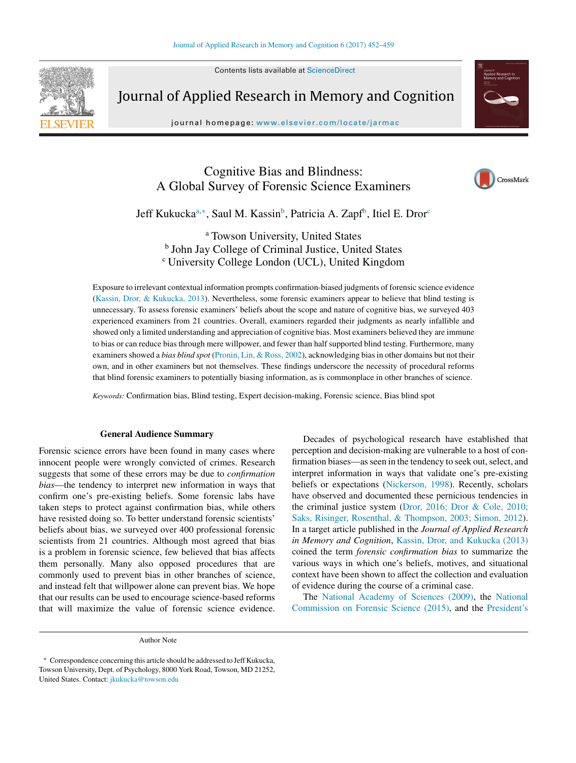# Cognitive Bias and Blindness: A Global Survey of Forensic Science Examiners

Jeff Kukucka[a,*], Saul M. Kassin[b], Patricia A. Zapf[b], Itiel E. Dror[c]

[a] Towson University, United States
[b] John Jay College of Criminal Justice, United States
[c] University College London (UCL), United Kingdom

Exposure to irrelevant contextual information prompts confirmation-biased judgments of forensic science evidence (Kassin, Dror, & Kukucka, 2013). Nevertheless, some forensic examiners appear to believe that blind testing is unnecessary. To assess forensic examiners' beliefs about the scope and nature of cognitive bias, we surveyed 403 experienced examiners from 21 countries. Overall, examiners regarded their judgments as nearly infallible and showed only a limited understanding and appreciation of cognitive bias. Most examiners believed they are immune to bias or can reduce bias through mere willpower, and fewer than half supported blind testing. Furthermore, many examiners showed a *bias blind spot* (Pronin, Lin, & Ross, 2002), acknowledging bias in other domains but not their own, and in other examiners but not themselves. These findings underscore the necessity of procedural reforms that blind forensic examiners to potentially biasing information, as is commonplace in other branches of science.

*Keywords:* Confirmation bias, Blind testing, Expert decision-making, Forensic science, Bias blind spot

## General Audience Summary

Forensic science errors have been found in many cases where innocent people were wrongly convicted of crimes. Research suggests that some of these errors may be due to *confirmation bias*—the tendency to interpret new information in ways that confirm one's pre-existing beliefs. Some forensic labs have taken steps to protect against confirmation bias, while others have resisted doing so. To better understand forensic scientists' beliefs about bias, we surveyed over 400 professional forensic scientists from 21 countries. Although most agreed that bias is a problem in forensic science, few believed that bias affects them personally. Many also opposed procedures that are commonly used to prevent bias in other branches of science, and instead felt that willpower alone can prevent bias. We hope that our results can be used to encourage science-based reforms that will maximize the value of forensic science evidence.

Decades of psychological research have established that perception and decision-making are vulnerable to a host of confirmation biases—as seen in the tendency to seek out, select, and interpret information in ways that validate one's pre-existing beliefs or expectations (Nickerson, 1998). Recently, scholars have observed and documented these pernicious tendencies in the criminal justice system (Dror, 2016; Dror & Cole, 2010; Saks, Risinger, Rosenthal, & Thompson, 2003; Simon, 2012). In a target article published in the *Journal of Applied Research in Memory and Cognition*, Kassin, Dror, and Kukucka (2013) coined the term *forensic confirmation bias* to summarize the various ways in which one's beliefs, motives, and situational context have been shown to affect the collection and evaluation of evidence during the course of a criminal case.

The National Academy of Sciences (2009), the National Commission on Forensic Science (2015), and the President's

Author Note

\* Correspondence concerning this article should be addressed to Jeff Kukucka, Towson University, Dept. of Psychology, 8000 York Road, Towson, MD 21252, United States. Contact: jkukucka@towson.edu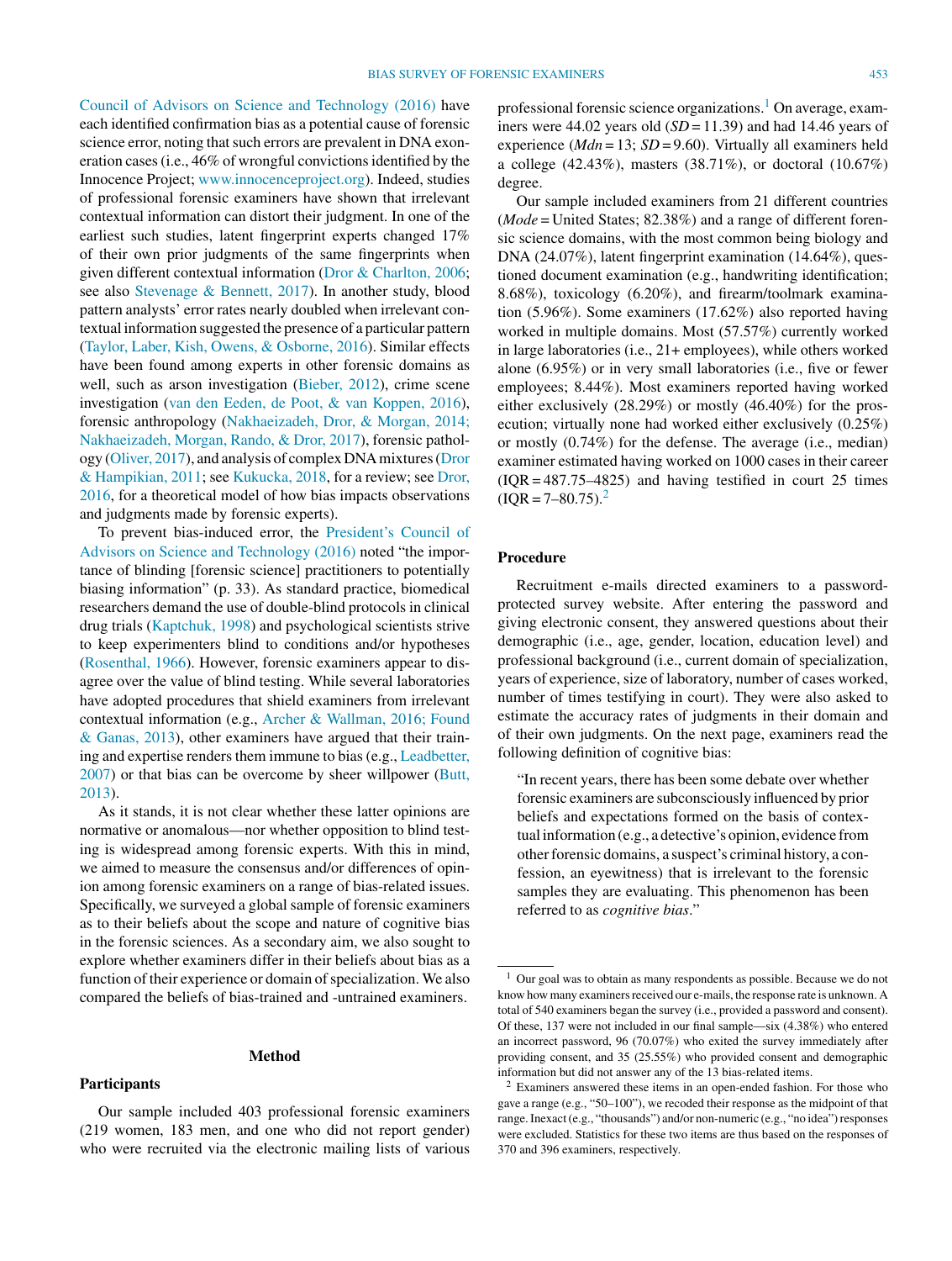Council of Advisors on Science and Technology (2016) have each identified confirmation bias as a potential cause of forensic science error, noting that such errors are prevalent in DNA exoneration cases (i.e., 46% of wrongful convictions identified by the Innocence Project; www.innocenceproject.org). Indeed, studies of professional forensic examiners have shown that irrelevant contextual information can distort their judgment. In one of the earliest such studies, latent fingerprint experts changed 17% of their own prior judgments of the same fingerprints when given different contextual information (Dror & Charlton, 2006; see also Stevenage & Bennett, 2017). In another study, blood pattern analysts' error rates nearly doubled when irrelevant contextual information suggested the presence of a particular pattern (Taylor, Laber, Kish, Owens, & Osborne, 2016). Similar effects have been found among experts in other forensic domains as well, such as arson investigation (Bieber, 2012), crime scene investigation (van den Eeden, de Poot, & van Koppen, 2016), forensic anthropology (Nakhaeizadeh, Dror, & Morgan, 2014; Nakhaeizadeh, Morgan, Rando, & Dror, 2017), forensic pathology (Oliver, 2017), and analysis of complex DNA mixtures (Dror & Hampikian, 2011; see Kukucka, 2018, for a review; see Dror, 2016, for a theoretical model of how bias impacts observations and judgments made by forensic experts).

To prevent bias-induced error, the President's Council of Advisors on Science and Technology (2016) noted "the importance of blinding [forensic science] practitioners to potentially biasing information" (p. 33). As standard practice, biomedical researchers demand the use of double-blind protocols in clinical drug trials (Kaptchuk, 1998) and psychological scientists strive to keep experimenters blind to conditions and/or hypotheses (Rosenthal, 1966). However, forensic examiners appear to disagree over the value of blind testing. While several laboratories have adopted procedures that shield examiners from irrelevant contextual information (e.g., Archer & Wallman, 2016; Found & Ganas, 2013), other examiners have argued that their training and expertise renders them immune to bias (e.g., Leadbetter, 2007) or that bias can be overcome by sheer willpower (Butt, 2013).

As it stands, it is not clear whether these latter opinions are normative or anomalous—nor whether opposition to blind testing is widespread among forensic experts. With this in mind, we aimed to measure the consensus and/or differences of opinion among forensic examiners on a range of bias-related issues. Specifically, we surveyed a global sample of forensic examiners as to their beliefs about the scope and nature of cognitive bias in the forensic sciences. As a secondary aim, we also sought to explore whether examiners differ in their beliefs about bias as a function of their experience or domain of specialization. We also compared the beliefs of bias-trained and -untrained examiners.

## Method

### Participants

Our sample included 403 professional forensic examiners (219 women, 183 men, and one who did not report gender) who were recruited via the electronic mailing lists of various professional forensic science organizations.[1] On average, examiners were 44.02 years old ($SD = 11.39$) and had 14.46 years of experience ($Mdn = 13$; $SD = 9.60$). Virtually all examiners held a college (42.43%), masters (38.71%), or doctoral (10.67%) degree.

Our sample included examiners from 21 different countries (*Mode* = United States; 82.38%) and a range of different forensic science domains, with the most common being biology and DNA (24.07%), latent fingerprint examination (14.64%), questioned document examination (e.g., handwriting identification; 8.68%), toxicology (6.20%), and firearm/toolmark examination (5.96%). Some examiners (17.62%) also reported having worked in multiple domains. Most (57.57%) currently worked in large laboratories (i.e., 21+ employees), while others worked alone (6.95%) or in very small laboratories (i.e., five or fewer employees; 8.44%). Most examiners reported having worked either exclusively (28.29%) or mostly (46.40%) for the prosecution; virtually none had worked either exclusively (0.25%) or mostly (0.74%) for the defense. The average (i.e., median) examiner estimated having worked on 1000 cases in their career (IQR = 487.75–4825) and having testified in court 25 times (IQR = 7–80.75).[2]

### Procedure

Recruitment e-mails directed examiners to a password-protected survey website. After entering the password and giving electronic consent, they answered questions about their demographic (i.e., age, gender, location, education level) and professional background (i.e., current domain of specialization, years of experience, size of laboratory, number of cases worked, number of times testifying in court). They were also asked to estimate the accuracy rates of judgments in their domain and of their own judgments. On the next page, examiners read the following definition of cognitive bias:

> "In recent years, there has been some debate over whether forensic examiners are subconsciously influenced by prior beliefs and expectations formed on the basis of contextual information (e.g., a detective's opinion, evidence from other forensic domains, a suspect's criminal history, a confession, an eyewitness) that is irrelevant to the forensic samples they are evaluating. This phenomenon has been referred to as *cognitive bias*."

---

[1] Our goal was to obtain as many respondents as possible. Because we do not know how many examiners received our e-mails, the response rate is unknown. A total of 540 examiners began the survey (i.e., provided a password and consent). Of these, 137 were not included in our final sample—six (4.38%) who entered an incorrect password, 96 (70.07%) who exited the survey immediately after providing consent, and 35 (25.55%) who provided consent and demographic information but did not answer any of the 13 bias-related items.

[2] Examiners answered these items in an open-ended fashion. For those who gave a range (e.g., "50–100"), we recoded their response as the midpoint of that range. Inexact (e.g., "thousands") and/or non-numeric (e.g., "no idea") responses were excluded. Statistics for these two items are thus based on the responses of 370 and 396 examiners, respectively.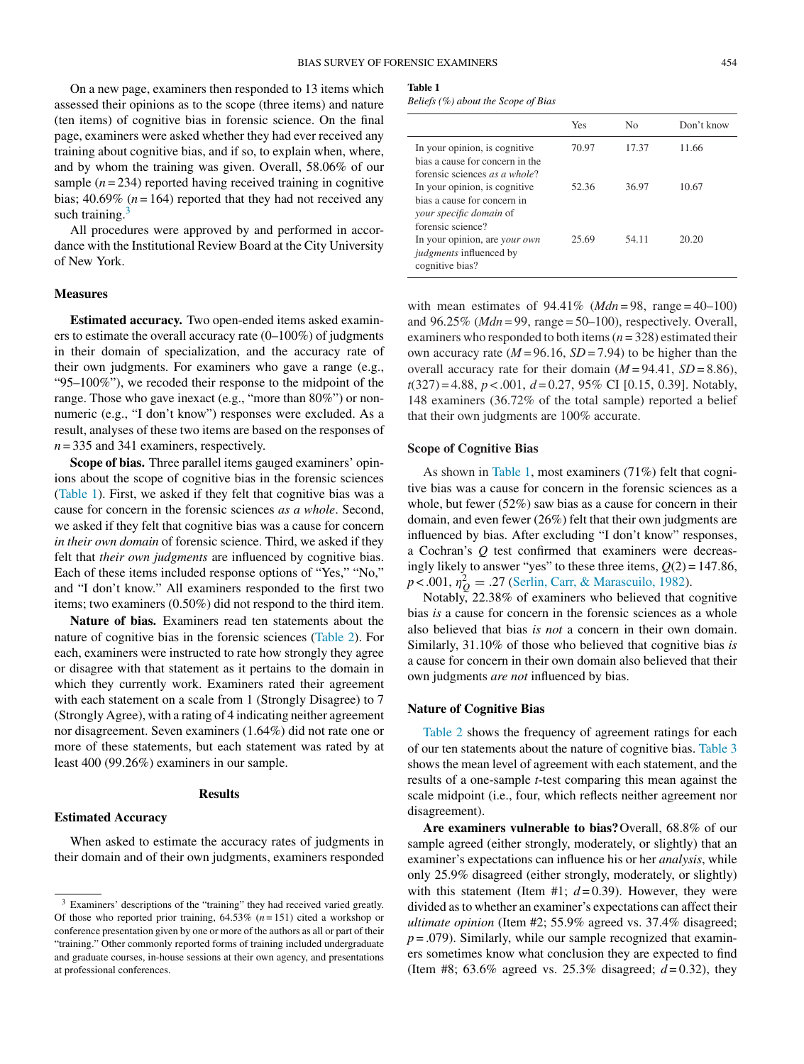On a new page, examiners then responded to 13 items which assessed their opinions as to the scope (three items) and nature (ten items) of cognitive bias in forensic science. On the final page, examiners were asked whether they had ever received any training about cognitive bias, and if so, to explain when, where, and by whom the training was given. Overall, 58.06% of our sample ($n = 234$) reported having received training in cognitive bias; 40.69% ($n = 164$) reported that they had not received any such training.[3]

All procedures were approved by and performed in accordance with the Institutional Review Board at the City University of New York.

### Measures

**Estimated accuracy.** Two open-ended items asked examiners to estimate the overall accuracy rate (0–100%) of judgments in their domain of specialization, and the accuracy rate of their own judgments. For examiners who gave a range (e.g., "95–100%"), we recoded their response to the midpoint of the range. Those who gave inexact (e.g., "more than 80%") or non-numeric (e.g., "I don't know") responses were excluded. As a result, analyses of these two items are based on the responses of $n = 335$ and 341 examiners, respectively.

**Scope of bias.** Three parallel items gauged examiners' opinions about the scope of cognitive bias in the forensic sciences (Table 1). First, we asked if they felt that cognitive bias was a cause for concern in the forensic sciences *as a whole*. Second, we asked if they felt that cognitive bias was a cause for concern *in their own domain* of forensic science. Third, we asked if they felt that *their own judgments* are influenced by cognitive bias. Each of these items included response options of "Yes," "No," and "I don't know." All examiners responded to the first two items; two examiners (0.50%) did not respond to the third item.

**Nature of bias.** Examiners read ten statements about the nature of cognitive bias in the forensic sciences (Table 2). For each, examiners were instructed to rate how strongly they agree or disagree with that statement as it pertains to the domain in which they currently work. Examiners rated their agreement with each statement on a scale from 1 (Strongly Disagree) to 7 (Strongly Agree), with a rating of 4 indicating neither agreement nor disagreement. Seven examiners (1.64%) did not rate one or more of these statements, but each statement was rated by at least 400 (99.26%) examiners in our sample.

## Results

### Estimated Accuracy

When asked to estimate the accuracy rates of judgments in their domain and of their own judgments, examiners responded with mean estimates of 94.41% ($Mdn = 98$, range = 40–100) and 96.25% ($Mdn = 99$, range = 50–100), respectively. Overall, examiners who responded to both items ($n = 328$) estimated their own accuracy rate ($M = 96.16$, $SD = 7.94$) to be higher than the overall accuracy rate for their domain ($M = 94.41$, $SD = 8.86$), $t(327) = 4.88$, $p < .001$, $d = 0.27$, 95% CI [0.15, 0.39]. Notably, 148 examiners (36.72% of the total sample) reported a belief that their own judgments are 100% accurate.

**Table 1**
*Beliefs (%) about the Scope of Bias*

| | Yes | No | Don't know |
|---|---|---|---|
| In your opinion, is cognitive bias a cause for concern in the forensic sciences *as a whole*? | 70.97 | 17.37 | 11.66 |
| In your opinion, is cognitive bias a cause for concern in *your specific domain* of forensic science? | 52.36 | 36.97 | 10.67 |
| In your opinion, are *your own judgments* influenced by cognitive bias? | 25.69 | 54.11 | 20.20 |

### Scope of Cognitive Bias

As shown in Table 1, most examiners (71%) felt that cognitive bias was a cause for concern in the forensic sciences as a whole, but fewer (52%) saw bias as a cause for concern in their domain, and even fewer (26%) felt that their own judgments are influenced by bias. After excluding "I don't know" responses, a Cochran's $Q$ test confirmed that examiners were decreasingly likely to answer "yes" to these three items, $Q(2) = 147.86$, $p < .001$, $\eta^2_Q = .27$ (Serlin, Carr, & Marascuilo, 1982).

Notably, 22.38% of examiners who believed that cognitive bias *is* a cause for concern in the forensic sciences as a whole also believed that bias *is not* a concern in their own domain. Similarly, 31.10% of those who believed that cognitive bias *is* a cause for concern in their own domain also believed that their own judgments *are not* influenced by bias.

### Nature of Cognitive Bias

Table 2 shows the frequency of agreement ratings for each of our ten statements about the nature of cognitive bias. Table 3 shows the mean level of agreement with each statement, and the results of a one-sample $t$-test comparing this mean against the scale midpoint (i.e., four, which reflects neither agreement nor disagreement).

**Are examiners vulnerable to bias?** Overall, 68.8% of our sample agreed (either strongly, moderately, or slightly) that an examiner's expectations can influence his or her *analysis*, while only 25.9% disagreed (either strongly, moderately, or slightly) with this statement (Item #1; $d = 0.39$). However, they were divided as to whether an examiner's expectations can affect their *ultimate opinion* (Item #2; 55.9% agreed vs. 37.4% disagreed; $p = .079$). Similarly, while our sample recognized that examiners sometimes know what conclusion they are expected to find (Item #8; 63.6% agreed vs. 25.3% disagreed; $d = 0.32$), they

[3] Examiners' descriptions of the "training" they had received varied greatly. Of those who reported prior training, 64.53% ($n = 151$) cited a workshop or conference presentation given by one or more of the authors as all or part of their "training." Other commonly reported forms of training included undergraduate and graduate courses, in-house sessions at their own agency, and presentations at professional conferences.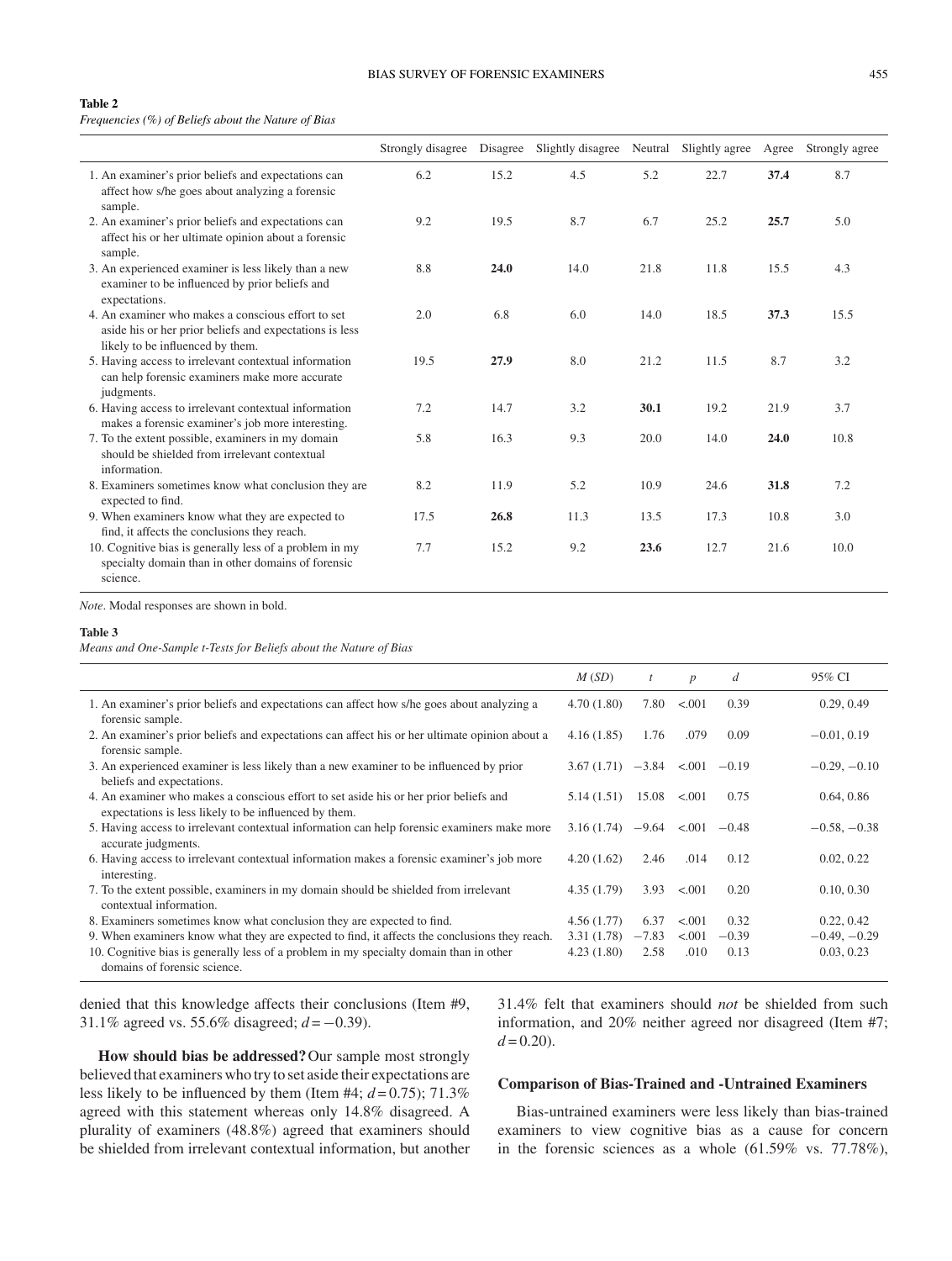**Table 2**
*Frequencies (%) of Beliefs about the Nature of Bias*

| | Strongly disagree | Disagree | Slightly disagree | Neutral | Slightly agree | Agree | Strongly agree |
|---|---|---|---|---|---|---|---|
| 1. An examiner's prior beliefs and expectations can affect how s/he goes about analyzing a forensic sample. | 6.2 | 15.2 | 4.5 | 5.2 | 22.7 | **37.4** | 8.7 |
| 2. An examiner's prior beliefs and expectations can affect his or her ultimate opinion about a forensic sample. | 9.2 | 19.5 | 8.7 | 6.7 | 25.2 | **25.7** | 5.0 |
| 3. An experienced examiner is less likely than a new examiner to be influenced by prior beliefs and expectations. | 8.8 | **24.0** | 14.0 | 21.8 | 11.8 | 15.5 | 4.3 |
| 4. An examiner who makes a conscious effort to set aside his or her prior beliefs and expectations is less likely to be influenced by them. | 2.0 | 6.8 | 6.0 | 14.0 | 18.5 | **37.3** | 15.5 |
| 5. Having access to irrelevant contextual information can help forensic examiners make more accurate judgments. | 19.5 | **27.9** | 8.0 | 21.2 | 11.5 | 8.7 | 3.2 |
| 6. Having access to irrelevant contextual information makes a forensic examiner's job more interesting. | 7.2 | 14.7 | 3.2 | **30.1** | 19.2 | 21.9 | 3.7 |
| 7. To the extent possible, examiners in my domain should be shielded from irrelevant contextual information. | 5.8 | 16.3 | 9.3 | 20.0 | 14.0 | **24.0** | 10.8 |
| 8. Examiners sometimes know what conclusion they are expected to find. | 8.2 | 11.9 | 5.2 | 10.9 | 24.6 | **31.8** | 7.2 |
| 9. When examiners know what they are expected to find, it affects the conclusions they reach. | 17.5 | **26.8** | 11.3 | 13.5 | 17.3 | 10.8 | 3.0 |
| 10. Cognitive bias is generally less of a problem in my specialty domain than in other domains of forensic science. | 7.7 | 15.2 | 9.2 | **23.6** | 12.7 | 21.6 | 10.0 |

*Note*. Modal responses are shown in bold.

**Table 3**
*Means and One-Sample t-Tests for Beliefs about the Nature of Bias*

| | *M* (*SD*) | *t* | *p* | *d* | 95% CI |
|---|---|---|---|---|---|
| 1. An examiner's prior beliefs and expectations can affect how s/he goes about analyzing a forensic sample. | 4.70 (1.80) | 7.80 | <.001 | 0.39 | 0.29, 0.49 |
| 2. An examiner's prior beliefs and expectations can affect his or her ultimate opinion about a forensic sample. | 4.16 (1.85) | 1.76 | .079 | 0.09 | −0.01, 0.19 |
| 3. An experienced examiner is less likely than a new examiner to be influenced by prior beliefs and expectations. | 3.67 (1.71) | −3.84 | <.001 | −0.19 | −0.29, −0.10 |
| 4. An examiner who makes a conscious effort to set aside his or her prior beliefs and expectations is less likely to be influenced by them. | 5.14 (1.51) | 15.08 | <.001 | 0.75 | 0.64, 0.86 |
| 5. Having access to irrelevant contextual information can help forensic examiners make more accurate judgments. | 3.16 (1.74) | −9.64 | <.001 | −0.48 | −0.58, −0.38 |
| 6. Having access to irrelevant contextual information makes a forensic examiner's job more interesting. | 4.20 (1.62) | 2.46 | .014 | 0.12 | 0.02, 0.22 |
| 7. To the extent possible, examiners in my domain should be shielded from irrelevant contextual information. | 4.35 (1.79) | 3.93 | <.001 | 0.20 | 0.10, 0.30 |
| 8. Examiners sometimes know what conclusion they are expected to find. | 4.56 (1.77) | 6.37 | <.001 | 0.32 | 0.22, 0.42 |
| 9. When examiners know what they are expected to find, it affects the conclusions they reach. | 3.31 (1.78) | −7.83 | <.001 | −0.39 | −0.49, −0.29 |
| 10. Cognitive bias is generally less of a problem in my specialty domain than in other domains of forensic science. | 4.23 (1.80) | 2.58 | .010 | 0.13 | 0.03, 0.23 |

denied that this knowledge affects their conclusions (Item #9, 31.1% agreed vs. 55.6% disagreed; $d = -0.39$).

**How should bias be addressed?** Our sample most strongly believed that examiners who try to set aside their expectations are less likely to be influenced by them (Item #4; $d = 0.75$); 71.3% agreed with this statement whereas only 14.8% disagreed. A plurality of examiners (48.8%) agreed that examiners should be shielded from irrelevant contextual information, but another 31.4% felt that examiners should *not* be shielded from such information, and 20% neither agreed nor disagreed (Item #7; $d = 0.20$).

### Comparison of Bias-Trained and -Untrained Examiners

Bias-untrained examiners were less likely than bias-trained examiners to view cognitive bias as a cause for concern in the forensic sciences as a whole (61.59% vs. 77.78%),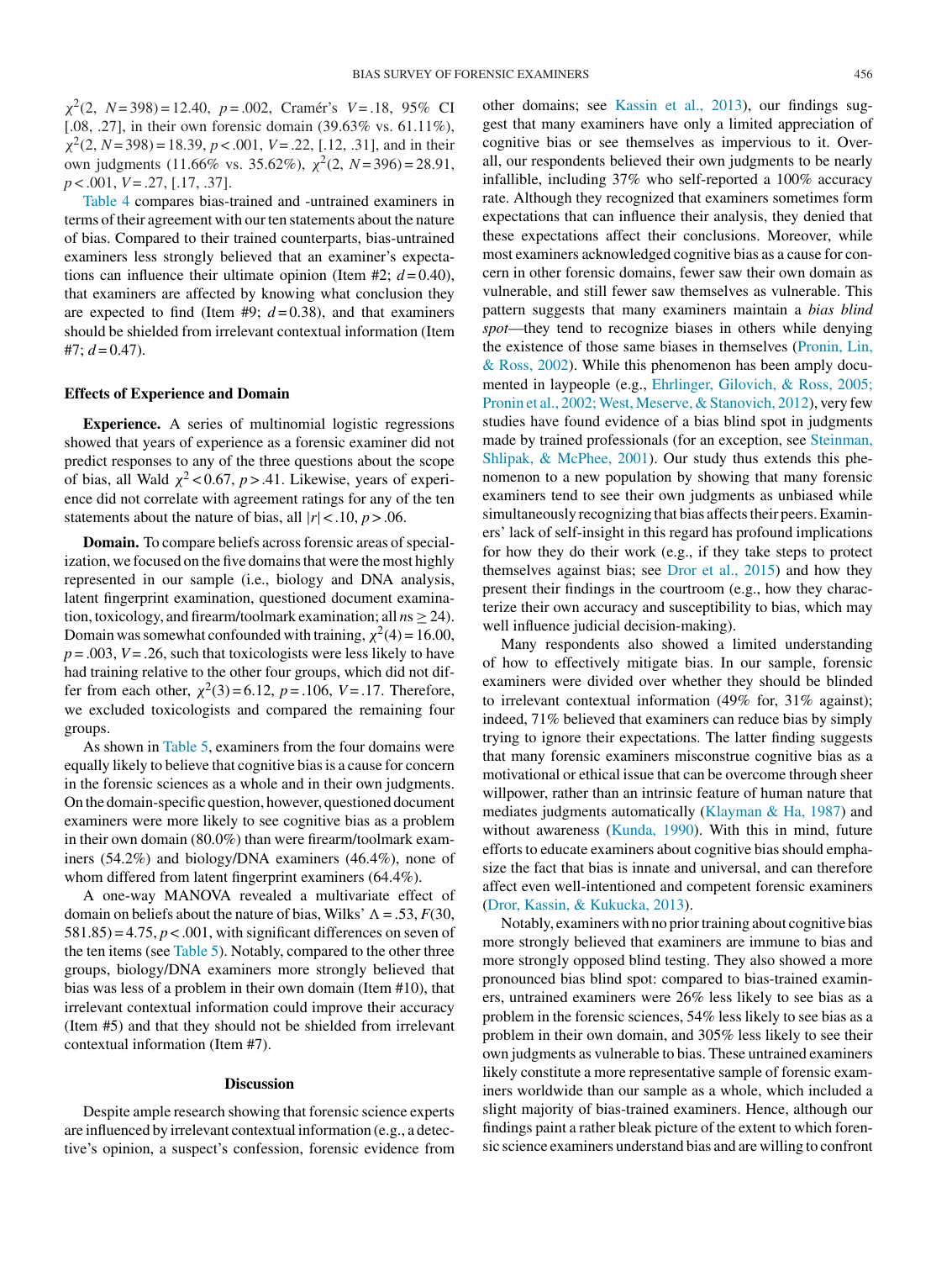$\chi^2(2, N = 398) = 12.40$, $p = .002$, Cramér's $V = .18$, 95% CI [.08, .27], in their own forensic domain (39.63% vs. 61.11%), $\chi^2(2, N = 398) = 18.39$, $p < .001$, $V = .22$, [.12, .31], and in their own judgments (11.66% vs. 35.62%), $\chi^2(2, N = 396) = 28.91$, $p < .001$, $V = .27$, [.17, .37].

Table 4 compares bias-trained and -untrained examiners in terms of their agreement with our ten statements about the nature of bias. Compared to their trained counterparts, bias-untrained examiners less strongly believed that an examiner's expectations can influence their ultimate opinion (Item #2; $d = 0.40$), that examiners are affected by knowing what conclusion they are expected to find (Item #9; $d = 0.38$), and that examiners should be shielded from irrelevant contextual information (Item #7; $d = 0.47$).

### Effects of Experience and Domain

**Experience.** A series of multinomial logistic regressions showed that years of experience as a forensic examiner did not predict responses to any of the three questions about the scope of bias, all Wald $\chi^2 < 0.67$, $p > .41$. Likewise, years of experience did not correlate with agreement ratings for any of the ten statements about the nature of bias, all $|r| < .10$, $p > .06$.

**Domain.** To compare beliefs across forensic areas of specialization, we focused on the five domains that were the most highly represented in our sample (i.e., biology and DNA analysis, latent fingerprint examination, questioned document examination, toxicology, and firearm/toolmark examination; all $ns \geq 24$). Domain was somewhat confounded with training, $\chi^2(4) = 16.00$, $p = .003$, $V = .26$, such that toxicologists were less likely to have had training relative to the other four groups, which did not differ from each other, $\chi^2(3) = 6.12$, $p = .106$, $V = .17$. Therefore, we excluded toxicologists and compared the remaining four groups.

As shown in Table 5, examiners from the four domains were equally likely to believe that cognitive bias is a cause for concern in the forensic sciences as a whole and in their own judgments. On the domain-specific question, however, questioned document examiners were more likely to see cognitive bias as a problem in their own domain (80.0%) than were firearm/toolmark examiners (54.2%) and biology/DNA examiners (46.4%), none of whom differed from latent fingerprint examiners (64.4%).

A one-way MANOVA revealed a multivariate effect of domain on beliefs about the nature of bias, Wilks' $\Lambda = .53$, $F(30, 581.85) = 4.75$, $p < .001$, with significant differences on seven of the ten items (see Table 5). Notably, compared to the other three groups, biology/DNA examiners more strongly believed that bias was less of a problem in their own domain (Item #10), that irrelevant contextual information could improve their accuracy (Item #5) and that they should not be shielded from irrelevant contextual information (Item #7).

## Discussion

Despite ample research showing that forensic science experts are influenced by irrelevant contextual information (e.g., a detective's opinion, a suspect's confession, forensic evidence from other domains; see Kassin et al., 2013), our findings suggest that many examiners have only a limited appreciation of cognitive bias or see themselves as impervious to it. Overall, our respondents believed their own judgments to be nearly infallible, including 37% who self-reported a 100% accuracy rate. Although they recognized that examiners sometimes form expectations that can influence their analysis, they denied that these expectations affect their conclusions. Moreover, while most examiners acknowledged cognitive bias as a cause for concern in other forensic domains, fewer saw their own domain as vulnerable, and still fewer saw themselves as vulnerable. This pattern suggests that many examiners maintain a *bias blind spot*—they tend to recognize biases in others while denying the existence of those same biases in themselves (Pronin, Lin, & Ross, 2002). While this phenomenon has been amply documented in laypeople (e.g., Ehrlinger, Gilovich, & Ross, 2005; Pronin et al., 2002; West, Meserve, & Stanovich, 2012), very few studies have found evidence of a bias blind spot in judgments made by trained professionals (for an exception, see Steinman, Shlipak, & McPhee, 2001). Our study thus extends this phenomenon to a new population by showing that many forensic examiners tend to see their own judgments as unbiased while simultaneously recognizing that bias affects their peers. Examiners' lack of self-insight in this regard has profound implications for how they do their work (e.g., if they take steps to protect themselves against bias; see Dror et al., 2015) and how they present their findings in the courtroom (e.g., how they characterize their own accuracy and susceptibility to bias, which may well influence judicial decision-making).

Many respondents also showed a limited understanding of how to effectively mitigate bias. In our sample, forensic examiners were divided over whether they should be blinded to irrelevant contextual information (49% for, 31% against); indeed, 71% believed that examiners can reduce bias by simply trying to ignore their expectations. The latter finding suggests that many forensic examiners misconstrue cognitive bias as a motivational or ethical issue that can be overcome through sheer willpower, rather than an intrinsic feature of human nature that mediates judgments automatically (Klayman & Ha, 1987) and without awareness (Kunda, 1990). With this in mind, future efforts to educate examiners about cognitive bias should emphasize the fact that bias is innate and universal, and can therefore affect even well-intentioned and competent forensic examiners (Dror, Kassin, & Kukucka, 2013).

Notably, examiners with no prior training about cognitive bias more strongly believed that examiners are immune to bias and more strongly opposed blind testing. They also showed a more pronounced bias blind spot: compared to bias-trained examiners, untrained examiners were 26% less likely to see bias as a problem in the forensic sciences, 54% less likely to see bias as a problem in their own domain, and 305% less likely to see their own judgments as vulnerable to bias. These untrained examiners likely constitute a more representative sample of forensic examiners worldwide than our sample as a whole, which included a slight majority of bias-trained examiners. Hence, although our findings paint a rather bleak picture of the extent to which forensic science examiners understand bias and are willing to confront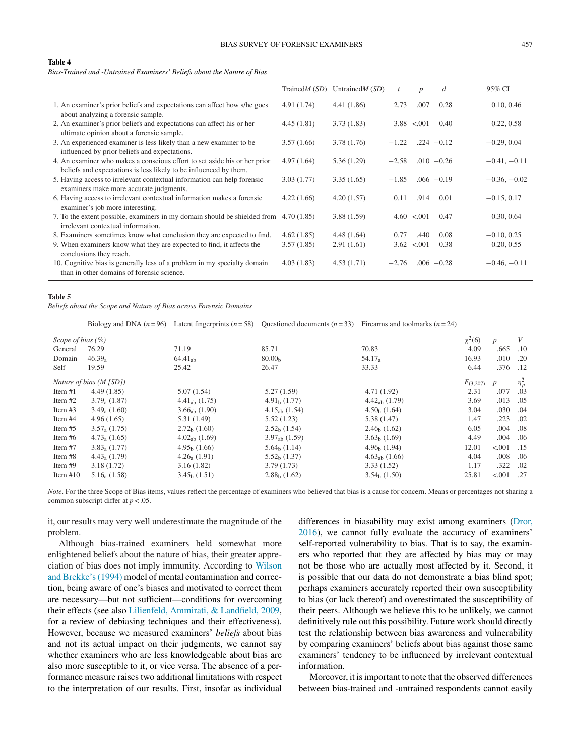**Table 4**

*Bias-Trained and -Untrained Examiners' Beliefs about the Nature of Bias*

| | Trained*M* (*SD*) | Untrained*M* (*SD*) | *t* | *p* | *d* | 95% CI |
|---|---|---|---|---|---|---|
| 1. An examiner's prior beliefs and expectations can affect how s/he goes about analyzing a forensic sample. | 4.91 (1.74) | 4.41 (1.86) | 2.73 | .007 | 0.28 | 0.10, 0.46 |
| 2. An examiner's prior beliefs and expectations can affect his or her ultimate opinion about a forensic sample. | 4.45 (1.81) | 3.73 (1.83) | 3.88 | <.001 | 0.40 | 0.22, 0.58 |
| 3. An experienced examiner is less likely than a new examiner to be influenced by prior beliefs and expectations. | 3.57 (1.66) | 3.78 (1.76) | −1.22 | .224 | −0.12 | −0.29, 0.04 |
| 4. An examiner who makes a conscious effort to set aside his or her prior beliefs and expectations is less likely to be influenced by them. | 4.97 (1.64) | 5.36 (1.29) | −2.58 | .010 | −0.26 | −0.41, −0.11 |
| 5. Having access to irrelevant contextual information can help forensic examiners make more accurate judgments. | 3.03 (1.77) | 3.35 (1.65) | −1.85 | .066 | −0.19 | −0.36, −0.02 |
| 6. Having access to irrelevant contextual information makes a forensic examiner's job more interesting. | 4.22 (1.66) | 4.20 (1.57) | 0.11 | .914 | 0.01 | −0.15, 0.17 |
| 7. To the extent possible, examiners in my domain should be shielded from irrelevant contextual information. | 4.70 (1.85) | 3.88 (1.59) | 4.60 | <.001 | 0.47 | 0.30, 0.64 |
| 8. Examiners sometimes know what conclusion they are expected to find. | 4.62 (1.85) | 4.48 (1.64) | 0.77 | .440 | 0.08 | −0.10, 0.25 |
| 9. When examiners know what they are expected to find, it affects the conclusions they reach. | 3.57 (1.85) | 2.91 (1.61) | 3.62 | <.001 | 0.38 | 0.20, 0.55 |
| 10. Cognitive bias is generally less of a problem in my specialty domain than in other domains of forensic science. | 4.03 (1.83) | 4.53 (1.71) | −2.76 | .006 | −0.28 | −0.46, −0.11 |

**Table 5**

*Beliefs about the Scope and Nature of Bias across Forensic Domains*

| | Biology and DNA ($n = 96$) | Latent fingerprints ($n = 58$) | Questioned documents ($n = 33$) | Firearms and toolmarks ($n = 24$) | | | |
|---|---|---|---|---|---|---|---|
| *Scope of bias (%)* | | | | | $\chi^2(6)$ | *p* | *V* |
| General | 76.29 | 71.19 | 85.71 | 70.83 | 4.09 | .665 | .10 |
| Domain | $46.39_a$ | $64.41_{ab}$ | $80.00_b$ | $54.17_a$ | 16.93 | .010 | .20 |
| Self | 19.59 | 25.42 | 26.47 | 33.33 | 6.44 | .376 | .12 |
| *Nature of bias (M [SD])* | | | | | $F_{(3,207)}$ | *p* | $\eta_p^2$ |
| Item #1 | 4.49 (1.85) | 5.07 (1.54) | 5.27 (1.59) | 4.71 (1.92) | 2.31 | .077 | .03 |
| Item #2 | $3.79_a$ (1.87) | $4.41_{ab}$ (1.75) | $4.91_b$ (1.77) | $4.42_{ab}$ (1.79) | 3.69 | .013 | .05 |
| Item #3 | $3.49_a$ (1.60) | $3.66_{ab}$ (1.90) | $4.15_{ab}$ (1.54) | $4.50_b$ (1.64) | 3.04 | .030 | .04 |
| Item #4 | 4.96 (1.65) | 5.31 (1.49) | 5.52 (1.23) | 5.38 (1.47) | 1.47 | .223 | .02 |
| Item #5 | $3.57_a$ (1.75) | $2.72_b$ (1.60) | $2.52_b$ (1.54) | $2.46_b$ (1.62) | 6.05 | .004 | .08 |
| Item #6 | $4.73_a$ (1.65) | $4.02_{ab}$ (1.69) | $3.97_{ab}$ (1.59) | $3.63_b$ (1.69) | 4.49 | .004 | .06 |
| Item #7 | $3.83_a$ (1.77) | $4.95_b$ (1.66) | $5.64_b$ (1.14) | $4.96_b$ (1.94) | 12.01 | <.001 | .15 |
| Item #8 | $4.43_a$ (1.79) | $4.26_a$ (1.91) | $5.52_b$ (1.37) | $4.63_{ab}$ (1.66) | 4.04 | .008 | .06 |
| Item #9 | 3.18 (1.72) | 3.16 (1.82) | 3.79 (1.73) | 3.33 (1.52) | 1.17 | .322 | .02 |
| Item #10 | $5.16_a$ (1.58) | $3.45_b$ (1.51) | $2.88_b$ (1.62) | $3.54_b$ (1.50) | 25.81 | <.001 | .27 |

*Note*. For the three Scope of Bias items, values reflect the percentage of examiners who believed that bias is a cause for concern. Means or percentages not sharing a common subscript differ at $p < .05$.

it, our results may very well underestimate the magnitude of the problem.

Although bias-trained examiners held somewhat more enlightened beliefs about the nature of bias, their greater appreciation of bias does not imply immunity. According to Wilson and Brekke's (1994) model of mental contamination and correction, being aware of one's biases and motivated to correct them are necessary—but not sufficient—conditions for overcoming their effects (see also Lilienfeld, Ammirati, & Landfield, 2009, for a review of debiasing techniques and their effectiveness). However, because we measured examiners' *beliefs* about bias and not its actual impact on their judgments, we cannot say whether examiners who are less knowledgeable about bias are also more susceptible to it, or vice versa. The absence of a performance measure raises two additional limitations with respect to the interpretation of our results. First, insofar as individual differences in biasability may exist among examiners (Dror, 2016), we cannot fully evaluate the accuracy of examiners' self-reported vulnerability to bias. That is to say, the examiners who reported that they are affected by bias may or may not be those who are actually most affected by it. Second, it is possible that our data do not demonstrate a bias blind spot; perhaps examiners accurately reported their own susceptibility to bias (or lack thereof) and overestimated the susceptibility of their peers. Although we believe this to be unlikely, we cannot definitively rule out this possibility. Future work should directly test the relationship between bias awareness and vulnerability by comparing examiners' beliefs about bias against those same examiners' tendency to be influenced by irrelevant contextual information.

Moreover, it is important to note that the observed differences between bias-trained and -untrained respondents cannot easily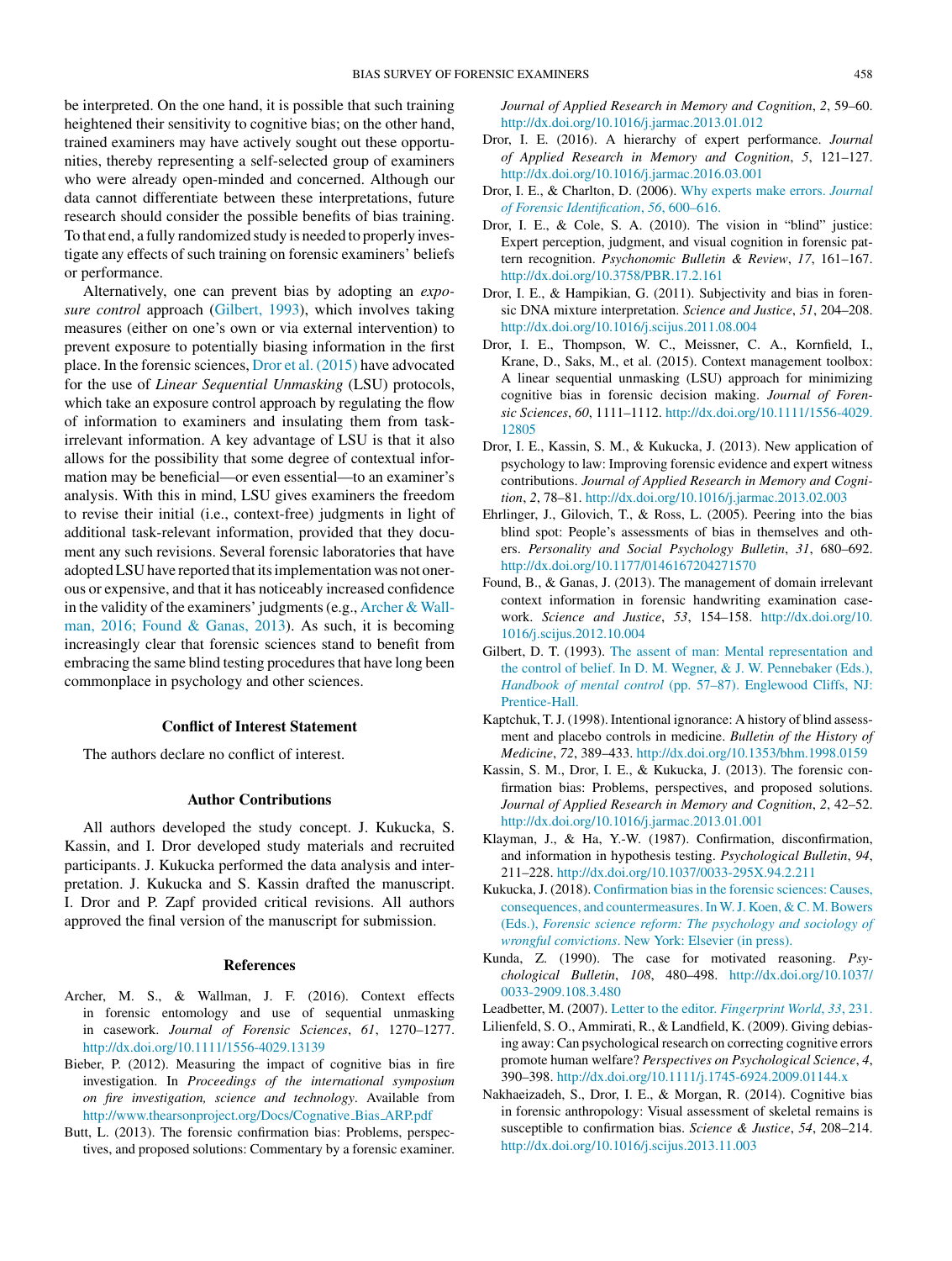be interpreted. On the one hand, it is possible that such training heightened their sensitivity to cognitive bias; on the other hand, trained examiners may have actively sought out these opportunities, thereby representing a self-selected group of examiners who were already open-minded and concerned. Although our data cannot differentiate between these interpretations, future research should consider the possible benefits of bias training. To that end, a fully randomized study is needed to properly investigate any effects of such training on forensic examiners' beliefs or performance.

Alternatively, one can prevent bias by adopting an *exposure control* approach (Gilbert, 1993), which involves taking measures (either on one's own or via external intervention) to prevent exposure to potentially biasing information in the first place. In the forensic sciences, Dror et al. (2015) have advocated for the use of *Linear Sequential Unmasking* (LSU) protocols, which take an exposure control approach by regulating the flow of information to examiners and insulating them from task-irrelevant information. A key advantage of LSU is that it also allows for the possibility that some degree of contextual information may be beneficial—or even essential—to an examiner's analysis. With this in mind, LSU gives examiners the freedom to revise their initial (i.e., context-free) judgments in light of additional task-relevant information, provided that they document any such revisions. Several forensic laboratories that have adopted LSU have reported that its implementation was not onerous or expensive, and that it has noticeably increased confidence in the validity of the examiners' judgments (e.g., Archer & Wallman, 2016; Found & Ganas, 2013). As such, it is becoming increasingly clear that forensic sciences stand to benefit from embracing the same blind testing procedures that have long been commonplace in psychology and other sciences.

## Conflict of Interest Statement

The authors declare no conflict of interest.

## Author Contributions

All authors developed the study concept. J. Kukucka, S. Kassin, and I. Dror developed study materials and recruited participants. J. Kukucka performed the data analysis and interpretation. J. Kukucka and S. Kassin drafted the manuscript. I. Dror and P. Zapf provided critical revisions. All authors approved the final version of the manuscript for submission.

## References

Archer, M. S., & Wallman, J. F. (2016). Context effects in forensic entomology and use of sequential unmasking in casework. *Journal of Forensic Sciences*, *61*, 1270–1277. http://dx.doi.org/10.1111/1556-4029.13139

Bieber, P. (2012). Measuring the impact of cognitive bias in fire investigation. In *Proceedings of the international symposium on fire investigation, science and technology*. Available from http://www.thearsonproject.org/Docs/Cagnative_Bias_ARP.pdf

Butt, L. (2013). The forensic confirmation bias: Problems, perspectives, and proposed solutions: Commentary by a forensic examiner. *Journal of Applied Research in Memory and Cognition*, *2*, 59–60. http://dx.doi.org/10.1016/j.jarmac.2013.01.012

Dror, I. E. (2016). A hierarchy of expert performance. *Journal of Applied Research in Memory and Cognition*, *5*, 121–127. http://dx.doi.org/10.1016/j.jarmac.2016.03.001

Dror, I. E., & Charlton, D. (2006). Why experts make errors. *Journal of Forensic Identification*, *56*, 600–616.

Dror, I. E., & Cole, S. A. (2010). The vision in "blind" justice: Expert perception, judgment, and visual cognition in forensic pattern recognition. *Psychonomic Bulletin & Review*, *17*, 161–167. http://dx.doi.org/10.3758/PBR.17.2.161

Dror, I. E., & Hampikian, G. (2011). Subjectivity and bias in forensic DNA mixture interpretation. *Science and Justice*, *51*, 204–208. http://dx.doi.org/10.1016/j.scijus.2011.08.004

Dror, I. E., Thompson, W. C., Meissner, C. A., Kornfield, I., Krane, D., Saks, M., et al. (2015). Context management toolbox: A linear sequential unmasking (LSU) approach for minimizing cognitive bias in forensic decision making. *Journal of Forensic Sciences*, *60*, 1111–1112. http://dx.doi.org/10.1111/1556-4029.12805

Dror, I. E., Kassin, S. M., & Kukucka, J. (2013). New application of psychology to law: Improving forensic evidence and expert witness contributions. *Journal of Applied Research in Memory and Cognition*, *2*, 78–81. http://dx.doi.org/10.1016/j.jarmac.2013.02.003

Ehrlinger, J., Gilovich, T., & Ross, L. (2005). Peering into the bias blind spot: People's assessments of bias in themselves and others. *Personality and Social Psychology Bulletin*, *31*, 680–692. http://dx.doi.org/10.1177/0146167204271570

Found, B., & Ganas, J. (2013). The management of domain irrelevant context information in forensic handwriting examination casework. *Science and Justice*, *53*, 154–158. http://dx.doi.org/10.1016/j.scijus.2012.10.004

Gilbert, D. T. (1993). The assent of man: Mental representation and the control of belief. In D. M. Wegner, & J. W. Pennebaker (Eds.), *Handbook of mental control* (pp. 57–87). Englewood Cliffs, NJ: Prentice-Hall.

Kaptchuk, T. J. (1998). Intentional ignorance: A history of blind assessment and placebo controls in medicine. *Bulletin of the History of Medicine*, *72*, 389–433. http://dx.doi.org/10.1353/bhm.1998.0159

Kassin, S. M., Dror, I. E., & Kukucka, J. (2013). The forensic confirmation bias: Problems, perspectives, and proposed solutions. *Journal of Applied Research in Memory and Cognition*, *2*, 42–52. http://dx.doi.org/10.1016/j.jarmac.2013.01.001

Klayman, J., & Ha, Y.-W. (1987). Confirmation, disconfirmation, and information in hypothesis testing. *Psychological Bulletin*, *94*, 211–228. http://dx.doi.org/10.1037/0033-295X.94.2.211

Kukucka, J. (2018). Confirmation bias in the forensic sciences: Causes, consequences, and countermeasures. In W. J. Koen, & C. M. Bowers (Eds.), *Forensic science reform: The psychology and sociology of wrongful convictions*. New York: Elsevier (in press).

Kunda, Z. (1990). The case for motivated reasoning. *Psychological Bulletin*, *108*, 480–498. http://dx.doi.org/10.1037/0033-2909.108.3.480

Leadbetter, M. (2007). Letter to the editor. *Fingerprint World*, *33*, 231.

Lilienfeld, S. O., Ammirati, R., & Landfield, K. (2009). Giving debiasing away: Can psychological research on correcting cognitive errors promote human welfare? *Perspectives on Psychological Science*, *4*, 390–398. http://dx.doi.org/10.1111/j.1745-6924.2009.01144.x

Nakhaeizadeh, S., Dror, I. E., & Morgan, R. (2014). Cognitive bias in forensic anthropology: Visual assessment of skeletal remains is susceptible to confirmation bias. *Science & Justice*, *54*, 208–214. http://dx.doi.org/10.1016/j.scijus.2013.11.003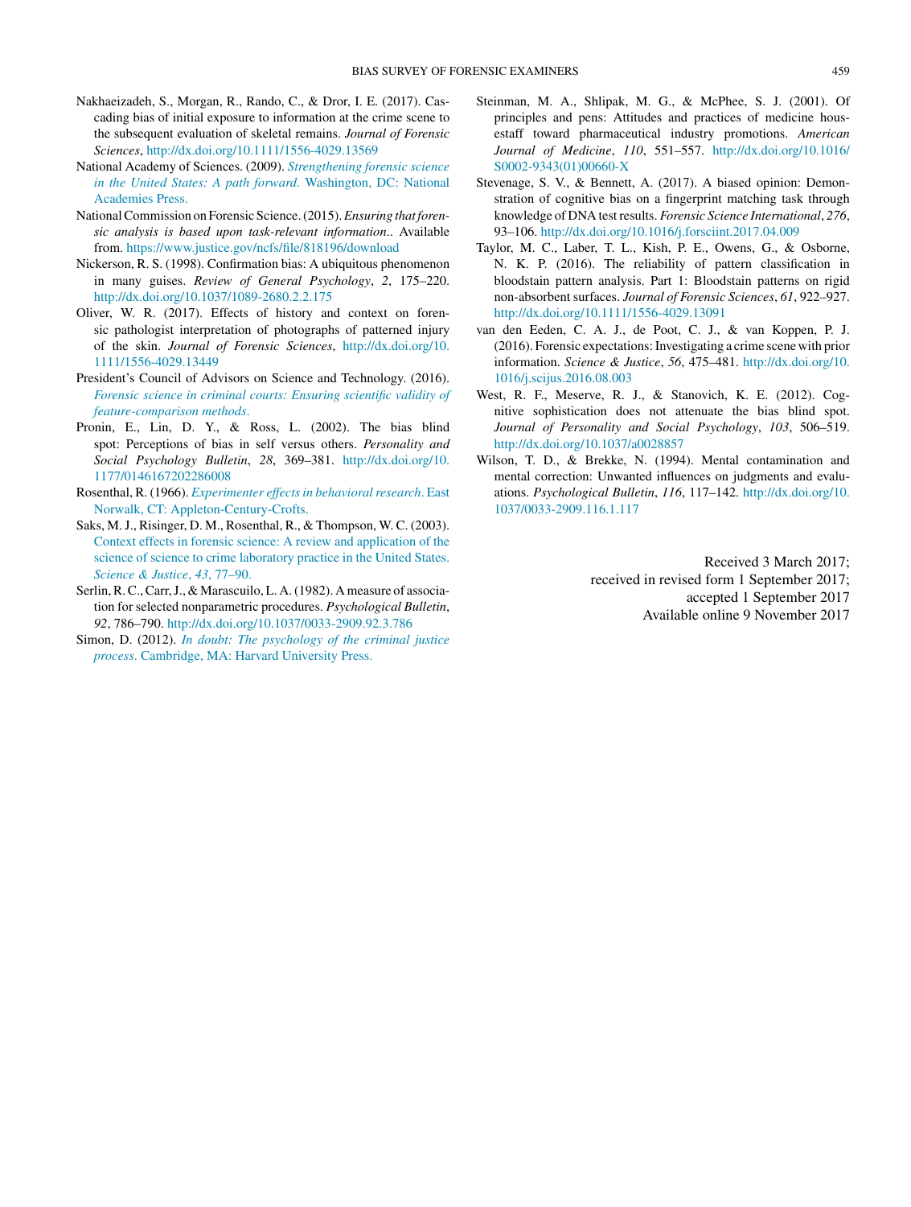Nakhaeizadeh, S., Morgan, R., Rando, C., & Dror, I. E. (2017). Cascading bias of initial exposure to information at the crime scene to the subsequent evaluation of skeletal remains. *Journal of Forensic Sciences*, http://dx.doi.org/10.1111/1556-4029.13569

National Academy of Sciences. (2009). *Strengthening forensic science in the United States: A path forward*. Washington, DC: National Academies Press.

National Commission on Forensic Science. (2015). *Ensuring that forensic analysis is based upon task-relevant information.*. Available from. https://www.justice.gov/ncfs/file/818196/download

Nickerson, R. S. (1998). Confirmation bias: A ubiquitous phenomenon in many guises. *Review of General Psychology*, *2*, 175–220. http://dx.doi.org/10.1037/1089-2680.2.2.175

Oliver, W. R. (2017). Effects of history and context on forensic pathologist interpretation of photographs of patterned injury of the skin. *Journal of Forensic Sciences*, http://dx.doi.org/10.1111/1556-4029.13449

President's Council of Advisors on Science and Technology. (2016). *Forensic science in criminal courts: Ensuring scientific validity of feature-comparison methods*.

Pronin, E., Lin, D. Y., & Ross, L. (2002). The bias blind spot: Perceptions of bias in self versus others. *Personality and Social Psychology Bulletin*, *28*, 369–381. http://dx.doi.org/10.1177/0146167202286008

Rosenthal, R. (1966). *Experimenter effects in behavioral research*. East Norwalk, CT: Appleton-Century-Crofts.

Saks, M. J., Risinger, D. M., Rosenthal, R., & Thompson, W. C. (2003). Context effects in forensic science: A review and application of the science of science to crime laboratory practice in the United States. *Science & Justice*, *43*, 77–90.

Serlin, R. C., Carr, J., & Marascuilo, L. A. (1982). A measure of association for selected nonparametric procedures. *Psychological Bulletin*, *92*, 786–790. http://dx.doi.org/10.1037/0033-2909.92.3.786

Simon, D. (2012). *In doubt: The psychology of the criminal justice process*. Cambridge, MA: Harvard University Press.

Steinman, M. A., Shlipak, M. G., & McPhee, S. J. (2001). Of principles and pens: Attitudes and practices of medicine housestaff toward pharmaceutical industry promotions. *American Journal of Medicine*, *110*, 551–557. http://dx.doi.org/10.1016/S0002-9343(01)00660-X

Stevenage, S. V., & Bennett, A. (2017). A biased opinion: Demonstration of cognitive bias on a fingerprint matching task through knowledge of DNA test results. *Forensic Science International*, *276*, 93–106. http://dx.doi.org/10.1016/j.forsciint.2017.04.009

Taylor, M. C., Laber, T. L., Kish, P. E., Owens, G., & Osborne, N. K. P. (2016). The reliability of pattern classification in bloodstain pattern analysis. Part 1: Bloodstain patterns on rigid non-absorbent surfaces. *Journal of Forensic Sciences*, *61*, 922–927. http://dx.doi.org/10.1111/1556-4029.13091

van den Eeden, C. A. J., de Poot, C. J., & van Koppen, P. J. (2016). Forensic expectations: Investigating a crime scene with prior information. *Science & Justice*, *56*, 475–481. http://dx.doi.org/10.1016/j.scijus.2016.08.003

West, R. F., Meserve, R. J., & Stanovich, K. E. (2012). Cognitive sophistication does not attenuate the bias blind spot. *Journal of Personality and Social Psychology*, *103*, 506–519. http://dx.doi.org/10.1037/a0028857

Wilson, T. D., & Brekke, N. (1994). Mental contamination and mental correction: Unwanted influences on judgments and evaluations. *Psychological Bulletin*, *116*, 117–142. http://dx.doi.org/10.1037/0033-2909.116.1.117

Received 3 March 2017;
received in revised form 1 September 2017;
accepted 1 September 2017
Available online 9 November 2017